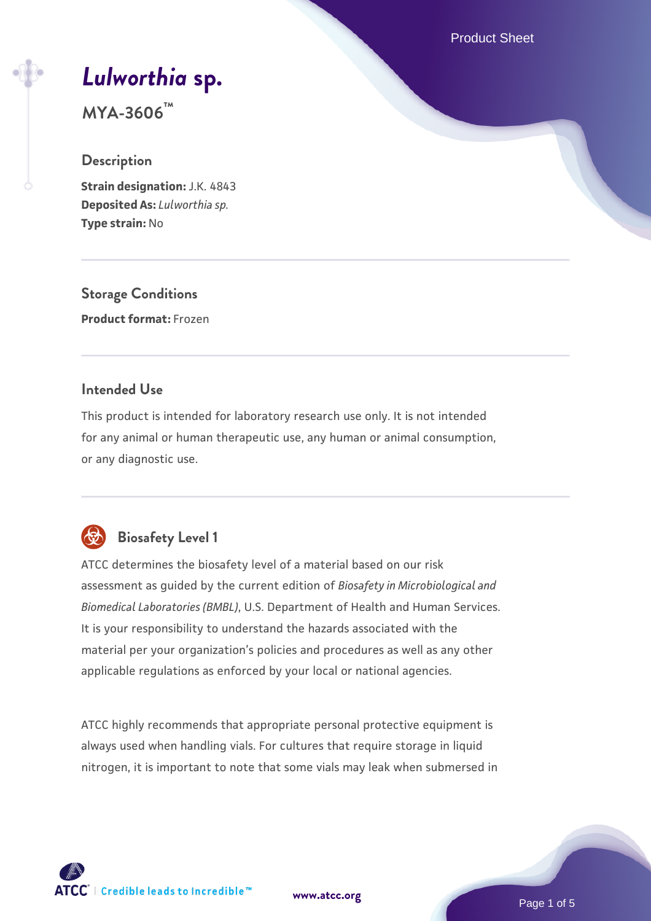# *Lulworthia* sp.

**MYA-3606™**

## Description

**Strain designation:** J.K. 4843
**Deposited As:** *Lulworthia sp.*
**Type strain:** No

## Storage Conditions

**Product format:** Frozen

## Intended Use

This product is intended for laboratory research use only. It is not intended for any animal or human therapeutic use, any human or animal consumption, or any diagnostic use.

## Biosafety Level 1

ATCC determines the biosafety level of a material based on our risk assessment as guided by the current edition of *Biosafety in Microbiological and Biomedical Laboratories (BMBL)*, U.S. Department of Health and Human Services. It is your responsibility to understand the hazards associated with the material per your organization's policies and procedures as well as any other applicable regulations as enforced by your local or national agencies.

ATCC highly recommends that appropriate personal protective equipment is always used when handling vials. For cultures that require storage in liquid nitrogen, it is important to note that some vials may leak when submersed in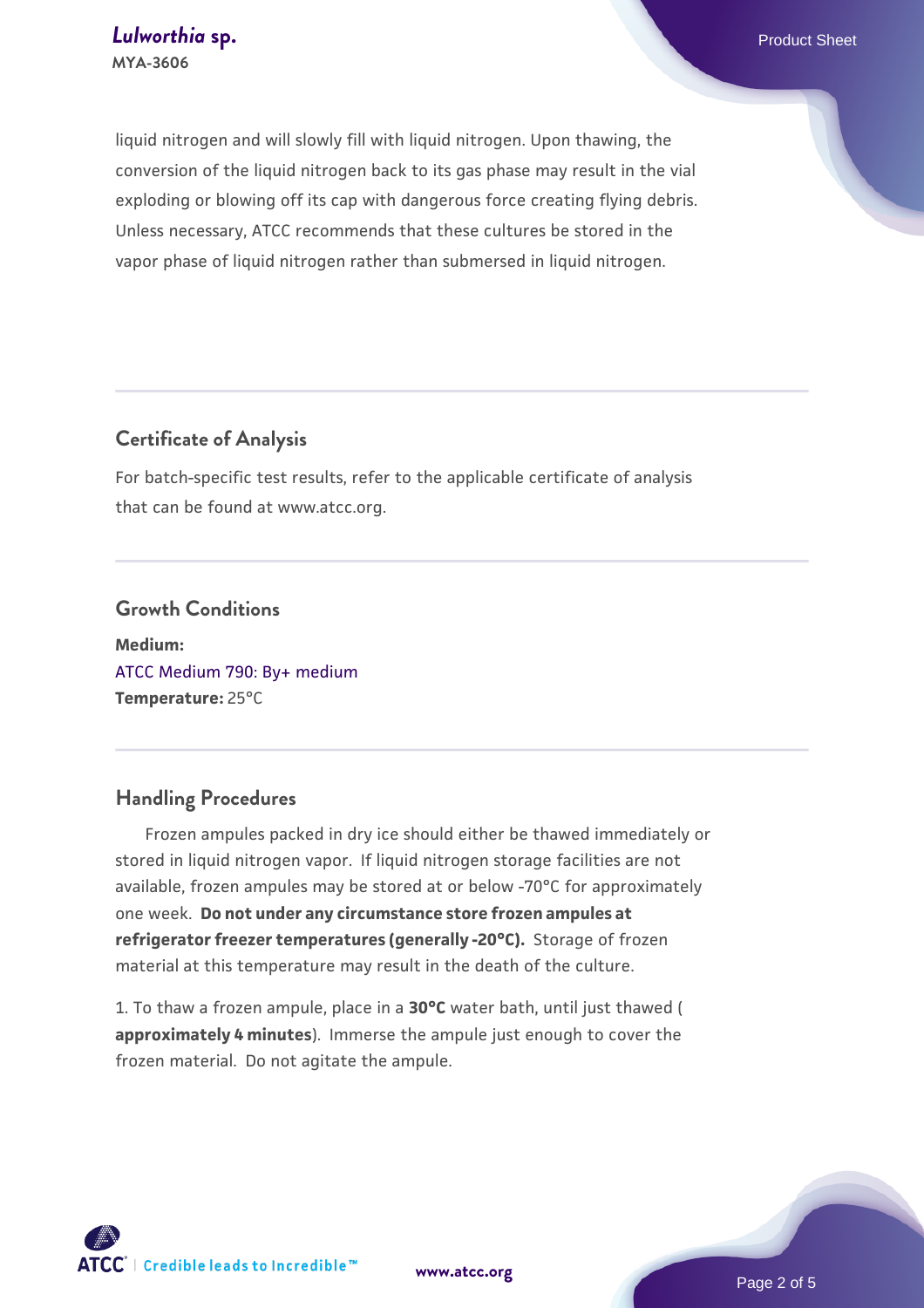liquid nitrogen and will slowly fill with liquid nitrogen. Upon thawing, the conversion of the liquid nitrogen back to its gas phase may result in the vial exploding or blowing off its cap with dangerous force creating flying debris. Unless necessary, ATCC recommends that these cultures be stored in the vapor phase of liquid nitrogen rather than submersed in liquid nitrogen.

## Certificate of Analysis

For batch-specific test results, refer to the applicable certificate of analysis that can be found at www.atcc.org.

## Growth Conditions

**Medium:**
ATCC Medium 790: By+ medium
**Temperature:** 25°C

## Handling Procedures

Frozen ampules packed in dry ice should either be thawed immediately or stored in liquid nitrogen vapor. If liquid nitrogen storage facilities are not available, frozen ampules may be stored at or below -70°C for approximately one week. **Do not under any circumstance store frozen ampules at refrigerator freezer temperatures (generally -20°C).** Storage of frozen material at this temperature may result in the death of the culture.

1. To thaw a frozen ampule, place in a **30°C** water bath, until just thawed ( **approximately 4 minutes**). Immerse the ampule just enough to cover the frozen material. Do not agitate the ampule.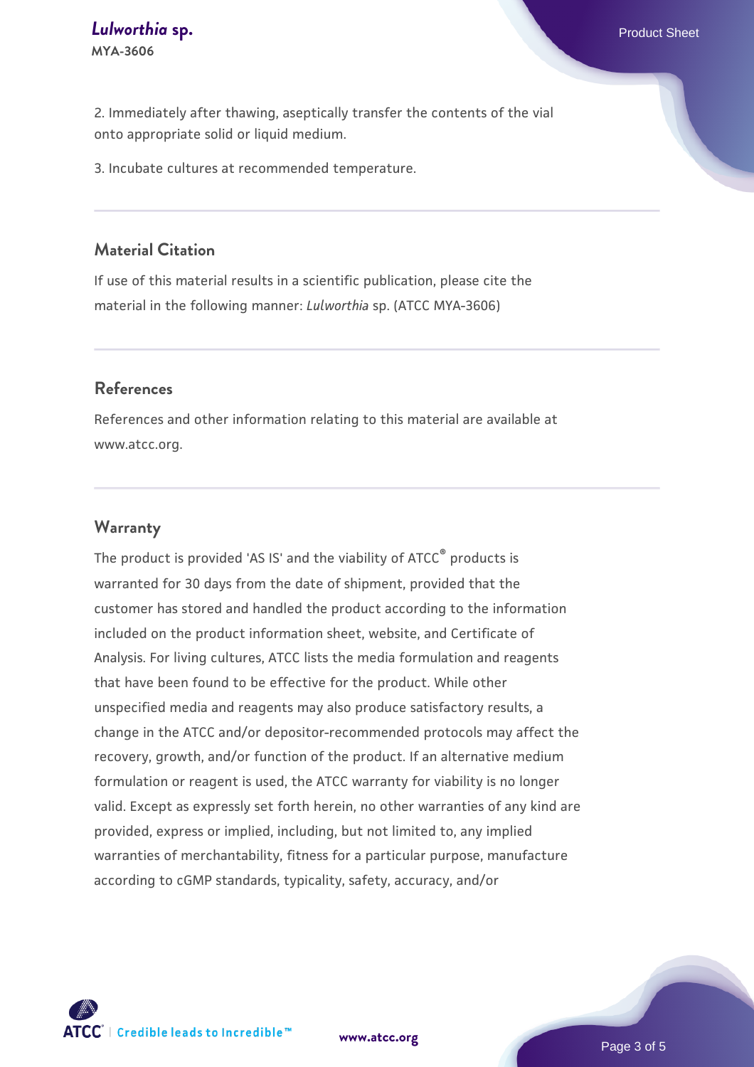2. Immediately after thawing, aseptically transfer the contents of the vial onto appropriate solid or liquid medium.

3. Incubate cultures at recommended temperature.

## Material Citation

If use of this material results in a scientific publication, please cite the material in the following manner: *Lulworthia* sp. (ATCC MYA-3606)

## References

References and other information relating to this material are available at www.atcc.org.

## Warranty

The product is provided 'AS IS' and the viability of ATCC® products is warranted for 30 days from the date of shipment, provided that the customer has stored and handled the product according to the information included on the product information sheet, website, and Certificate of Analysis. For living cultures, ATCC lists the media formulation and reagents that have been found to be effective for the product. While other unspecified media and reagents may also produce satisfactory results, a change in the ATCC and/or depositor-recommended protocols may affect the recovery, growth, and/or function of the product. If an alternative medium formulation or reagent is used, the ATCC warranty for viability is no longer valid. Except as expressly set forth herein, no other warranties of any kind are provided, express or implied, including, but not limited to, any implied warranties of merchantability, fitness for a particular purpose, manufacture according to cGMP standards, typicality, safety, accuracy, and/or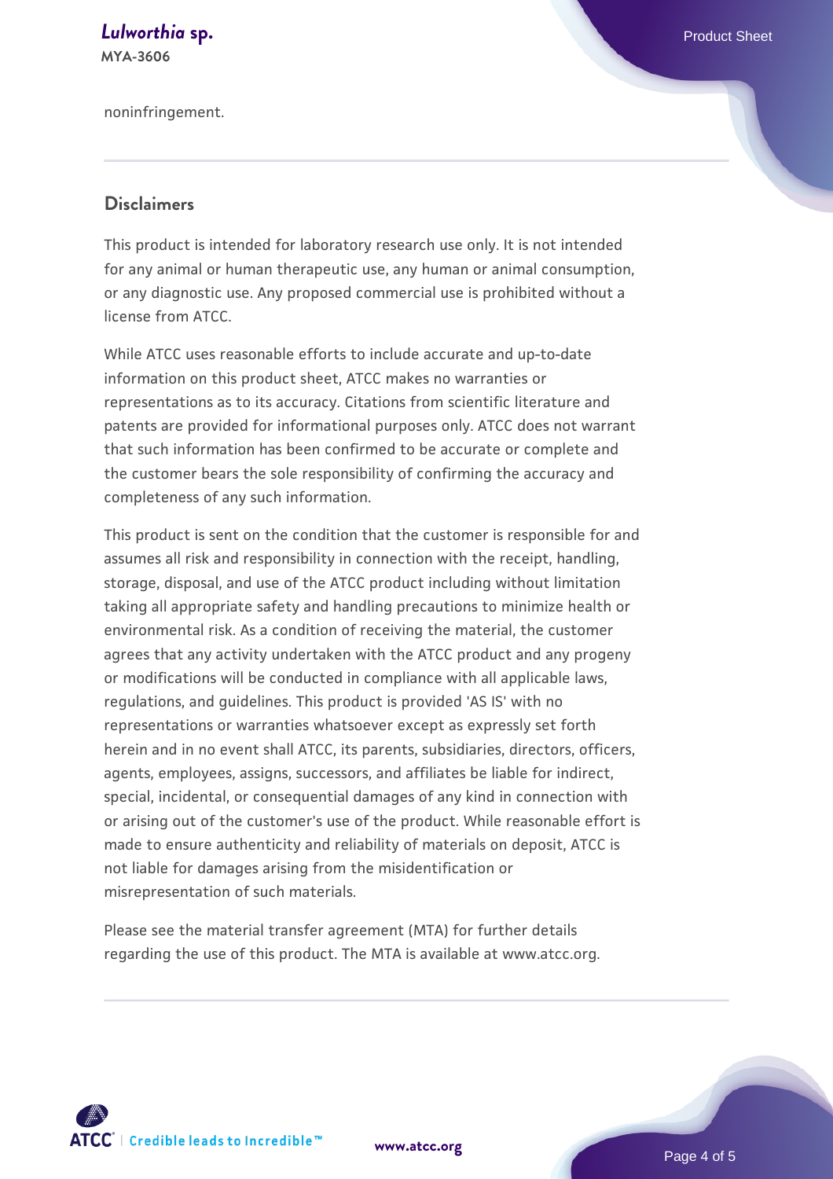noninfringement.

## Disclaimers

This product is intended for laboratory research use only. It is not intended for any animal or human therapeutic use, any human or animal consumption, or any diagnostic use. Any proposed commercial use is prohibited without a license from ATCC.

While ATCC uses reasonable efforts to include accurate and up-to-date information on this product sheet, ATCC makes no warranties or representations as to its accuracy. Citations from scientific literature and patents are provided for informational purposes only. ATCC does not warrant that such information has been confirmed to be accurate or complete and the customer bears the sole responsibility of confirming the accuracy and completeness of any such information.

This product is sent on the condition that the customer is responsible for and assumes all risk and responsibility in connection with the receipt, handling, storage, disposal, and use of the ATCC product including without limitation taking all appropriate safety and handling precautions to minimize health or environmental risk. As a condition of receiving the material, the customer agrees that any activity undertaken with the ATCC product and any progeny or modifications will be conducted in compliance with all applicable laws, regulations, and guidelines. This product is provided 'AS IS' with no representations or warranties whatsoever except as expressly set forth herein and in no event shall ATCC, its parents, subsidiaries, directors, officers, agents, employees, assigns, successors, and affiliates be liable for indirect, special, incidental, or consequential damages of any kind in connection with or arising out of the customer's use of the product. While reasonable effort is made to ensure authenticity and reliability of materials on deposit, ATCC is not liable for damages arising from the misidentification or misrepresentation of such materials.

Please see the material transfer agreement (MTA) for further details regarding the use of this product. The MTA is available at www.atcc.org.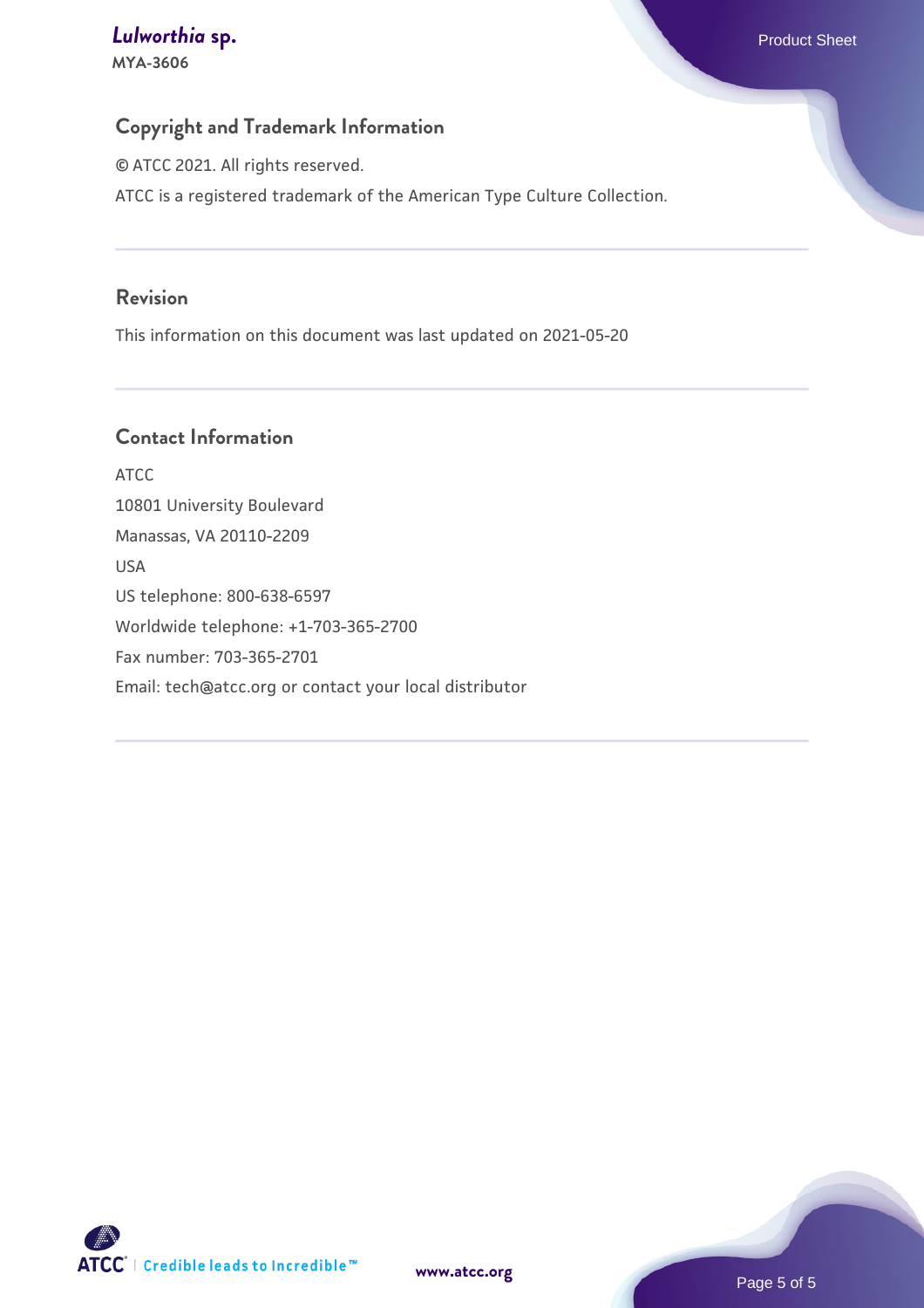## Copyright and Trademark Information

© ATCC 2021. All rights reserved.

ATCC is a registered trademark of the American Type Culture Collection.

## Revision

This information on this document was last updated on 2021-05-20

## Contact Information

ATCC
10801 University Boulevard
Manassas, VA 20110-2209
USA
US telephone: 800-638-6597
Worldwide telephone: +1-703-365-2700
Fax number: 703-365-2701
Email: tech@atcc.org or contact your local distributor